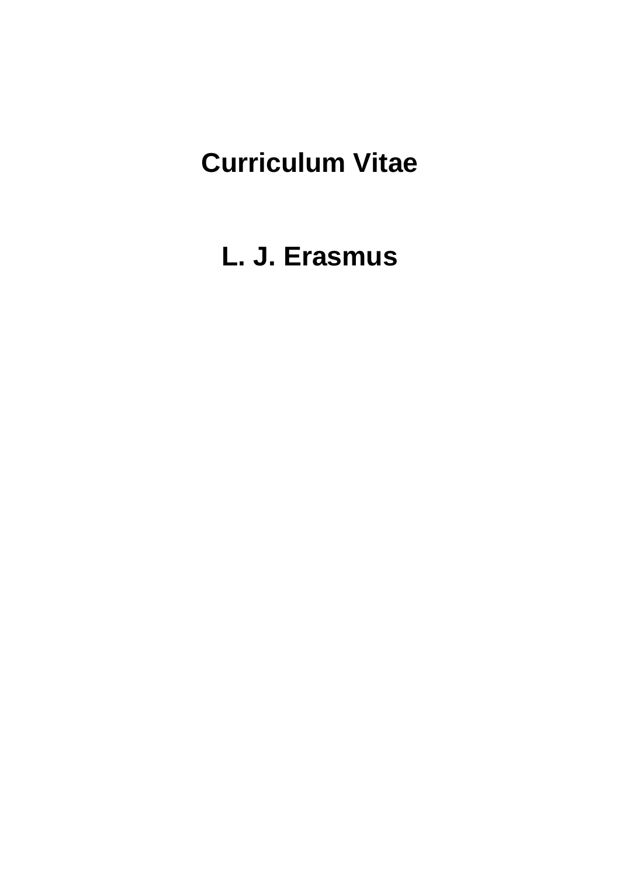# Curriculum Vitae

# L. J. Erasmus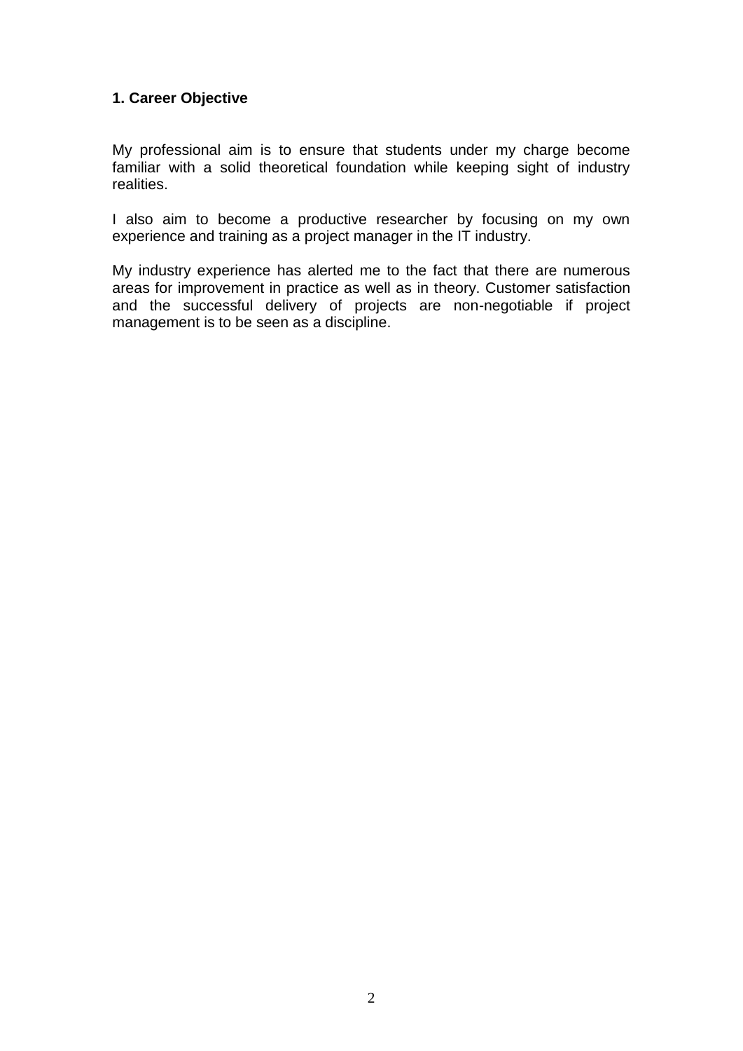## 1. Career Objective

My professional aim is to ensure that students under my charge become familiar with a solid theoretical foundation while keeping sight of industry realities.

I also aim to become a productive researcher by focusing on my own experience and training as a project manager in the IT industry.

My industry experience has alerted me to the fact that there are numerous areas for improvement in practice as well as in theory. Customer satisfaction and the successful delivery of projects are non-negotiable if project management is to be seen as a discipline.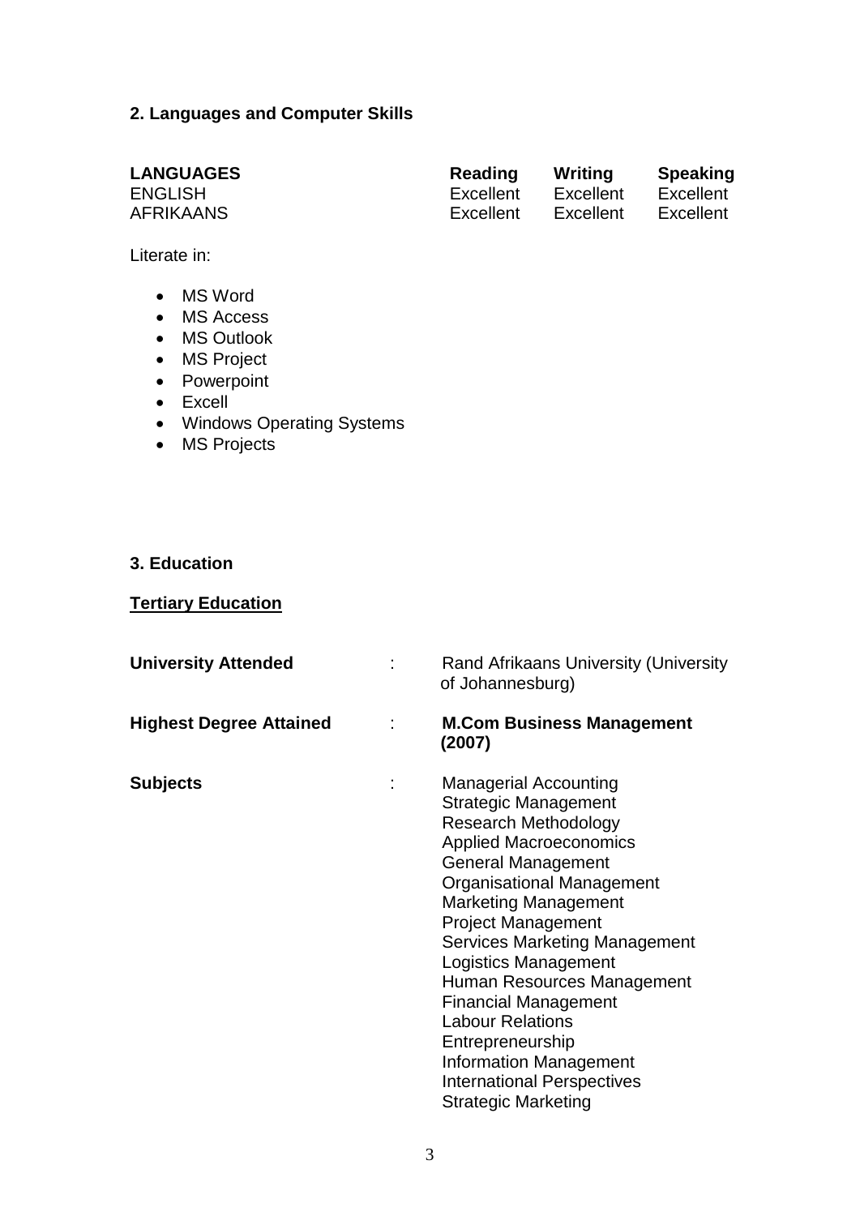## 2. Languages and Computer Skills

| LANGUAGES | Reading | Writing | Speaking |
|---|---|---|---|
| ENGLISH | Excellent | Excellent | Excellent |
| AFRIKAANS | Excellent | Excellent | Excellent |

Literate in:

- MS Word
- MS Access
- MS Outlook
- MS Project
- Powerpoint
- Excell
- Windows Operating Systems
- MS Projects

## 3. Education

**<u>Tertiary Education</u>**

| | | |
|---|---|---|
| **University Attended** | : | Rand Afrikaans University (University of Johannesburg) |
| **Highest Degree Attained** | : | **M.Com Business Management (2007)** |
| **Subjects** | : | Managerial Accounting<br>Strategic Management<br>Research Methodology<br>Applied Macroeconomics<br>General Management<br>Organisational Management<br>Marketing Management<br>Project Management<br>Services Marketing Management<br>Logistics Management<br>Human Resources Management<br>Financial Management<br>Labour Relations<br>Entrepreneurship<br>Information Management<br>International Perspectives<br>Strategic Marketing |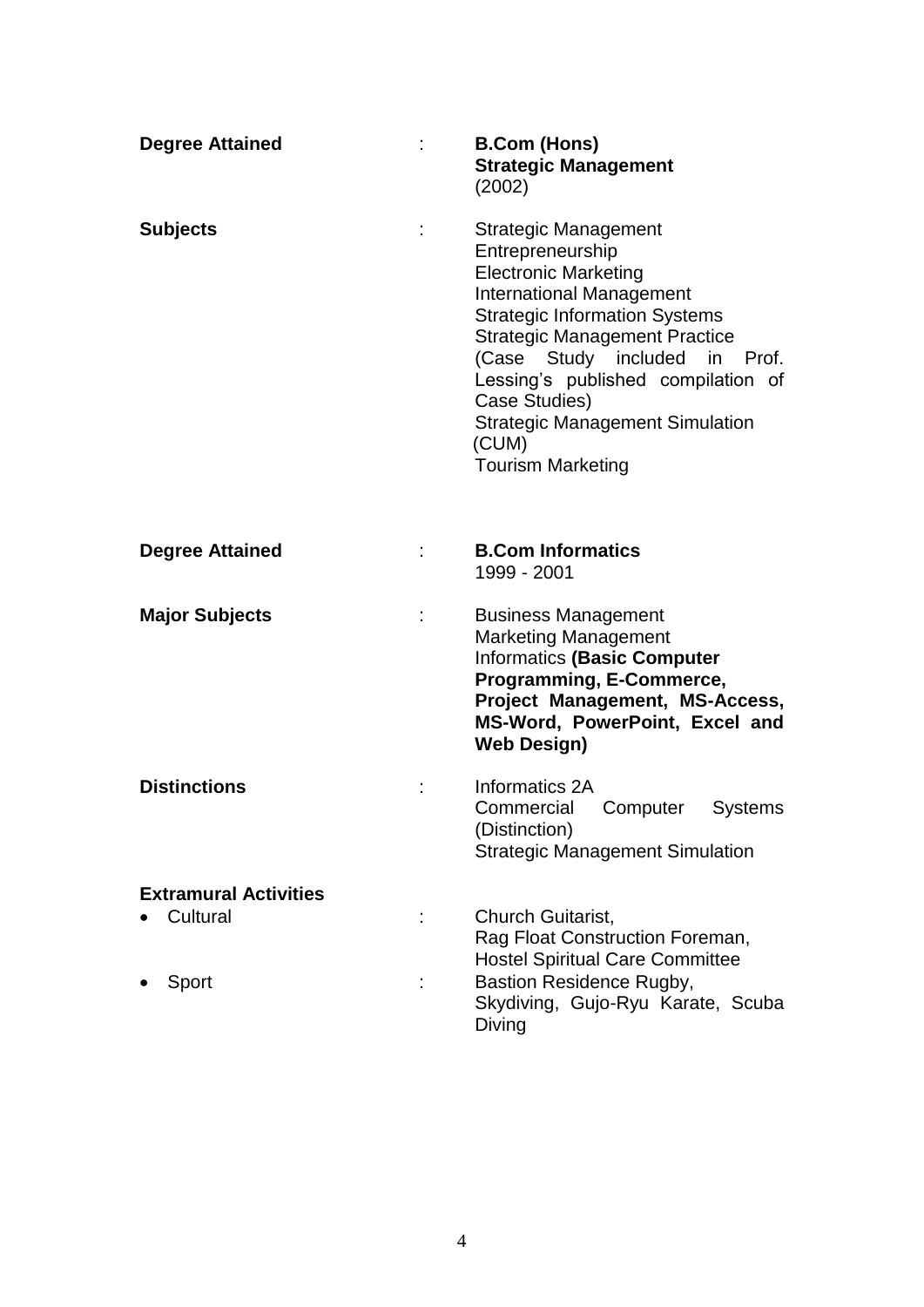| | | |
|---|---|---|
| **Degree Attained** | : | **B.Com (Hons)**<br>**Strategic Management**<br>(2002) |
| **Subjects** | : | Strategic Management<br>Entrepreneurship<br>Electronic Marketing<br>International Management<br>Strategic Information Systems<br>Strategic Management Practice<br>(Case Study included in Prof. Lessing's published compilation of Case Studies)<br>Strategic Management Simulation (CUM)<br>Tourism Marketing |
| **Degree Attained** | : | **B.Com Informatics**<br>1999 - 2001 |
| **Major Subjects** | : | Business Management<br>Marketing Management<br>Informatics **(Basic Computer Programming, E-Commerce, Project Management, MS-Access, MS-Word, PowerPoint, Excel and Web Design)** |
| **Distinctions** | : | Informatics 2A<br>Commercial Computer Systems (Distinction)<br>Strategic Management Simulation |

**Extramural Activities**

- Cultural : Church Guitarist, Rag Float Construction Foreman, Hostel Spiritual Care Committee
- Sport : Bastion Residence Rugby, Skydiving, Gujo-Ryu Karate, Scuba Diving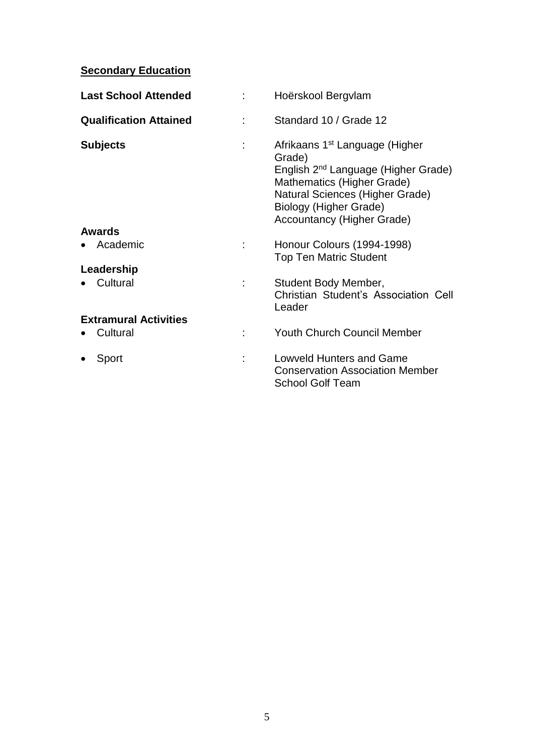**<u>Secondary Education</u>**

| | | |
|---|---|---|
| **Last School Attended** | : | Hoërskool Bergvlam |
| **Qualification Attained** | : | Standard 10 / Grade 12 |
| **Subjects** | : | Afrikaans 1st Language (Higher Grade)<br>English 2nd Language (Higher Grade)<br>Mathematics (Higher Grade)<br>Natural Sciences (Higher Grade)<br>Biology (Higher Grade)<br>Accountancy (Higher Grade) |
| **Awards** | | |
| • Academic | : | Honour Colours (1994-1998)<br>Top Ten Matric Student |
| **Leadership** | | |
| • Cultural | : | Student Body Member,<br>Christian Student's Association Cell Leader |
| **Extramural Activities** | | |
| • Cultural | : | Youth Church Council Member |
| • Sport | : | Lowveld Hunters and Game Conservation Association Member<br>School Golf Team |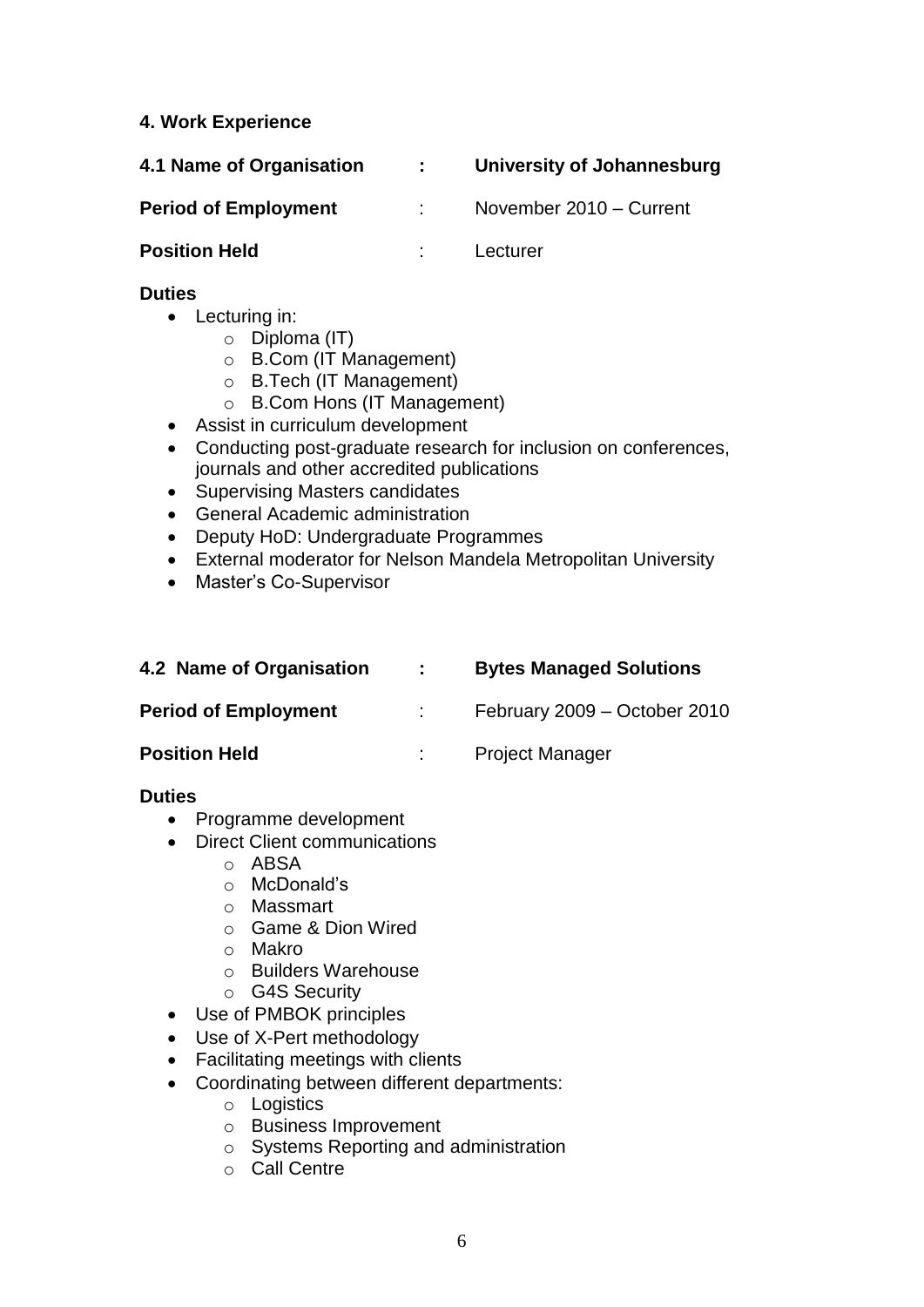## 4. Work Experience

**4.1 Name of Organisation : University of Johannesburg**

**Period of Employment** : November 2010 – Current

**Position Held** : Lecturer

**Duties**

- Lecturing in:
  - Diploma (IT)
  - B.Com (IT Management)
  - B.Tech (IT Management)
  - B.Com Hons (IT Management)
- Assist in curriculum development
- Conducting post-graduate research for inclusion on conferences, journals and other accredited publications
- Supervising Masters candidates
- General Academic administration
- Deputy HoD: Undergraduate Programmes
- External moderator for Nelson Mandela Metropolitan University
- Master's Co-Supervisor

**4.2 Name of Organisation : Bytes Managed Solutions**

**Period of Employment** : February 2009 – October 2010

**Position Held** : Project Manager

**Duties**

- Programme development
- Direct Client communications
  - ABSA
  - McDonald's
  - Massmart
  - Game & Dion Wired
  - Makro
  - Builders Warehouse
  - G4S Security
- Use of PMBOK principles
- Use of X-Pert methodology
- Facilitating meetings with clients
- Coordinating between different departments:
  - Logistics
  - Business Improvement
  - Systems Reporting and administration
  - Call Centre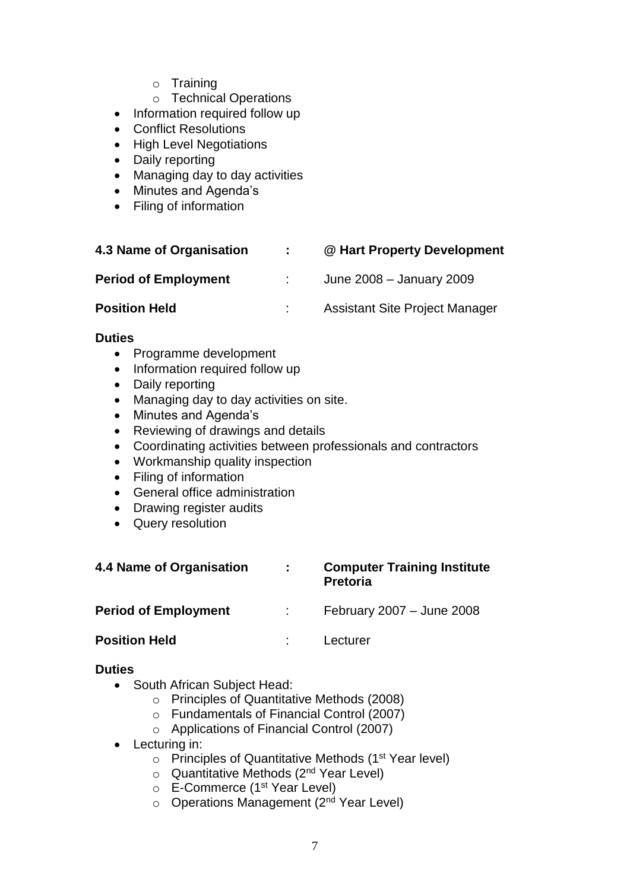- Training
  - Technical Operations
- Information required follow up
- Conflict Resolutions
- High Level Negotiations
- Daily reporting
- Managing day to day activities
- Minutes and Agenda's
- Filing of information

| | | |
|---|---|---|
| **4.3 Name of Organisation** | **:** | **@ Hart Property Development** |
| **Period of Employment** | : | June 2008 – January 2009 |
| **Position Held** | : | Assistant Site Project Manager |

**Duties**

- Programme development
- Information required follow up
- Daily reporting
- Managing day to day activities on site.
- Minutes and Agenda's
- Reviewing of drawings and details
- Coordinating activities between professionals and contractors
- Workmanship quality inspection
- Filing of information
- General office administration
- Drawing register audits
- Query resolution

| | | |
|---|---|---|
| **4.4 Name of Organisation** | **:** | **Computer Training Institute Pretoria** |
| **Period of Employment** | : | February 2007 – June 2008 |
| **Position Held** | : | Lecturer |

**Duties**

- South African Subject Head:
  - Principles of Quantitative Methods (2008)
  - Fundamentals of Financial Control (2007)
  - Applications of Financial Control (2007)
- Lecturing in:
  - Principles of Quantitative Methods (1st Year level)
  - Quantitative Methods (2nd Year Level)
  - E-Commerce (1st Year Level)
  - Operations Management (2nd Year Level)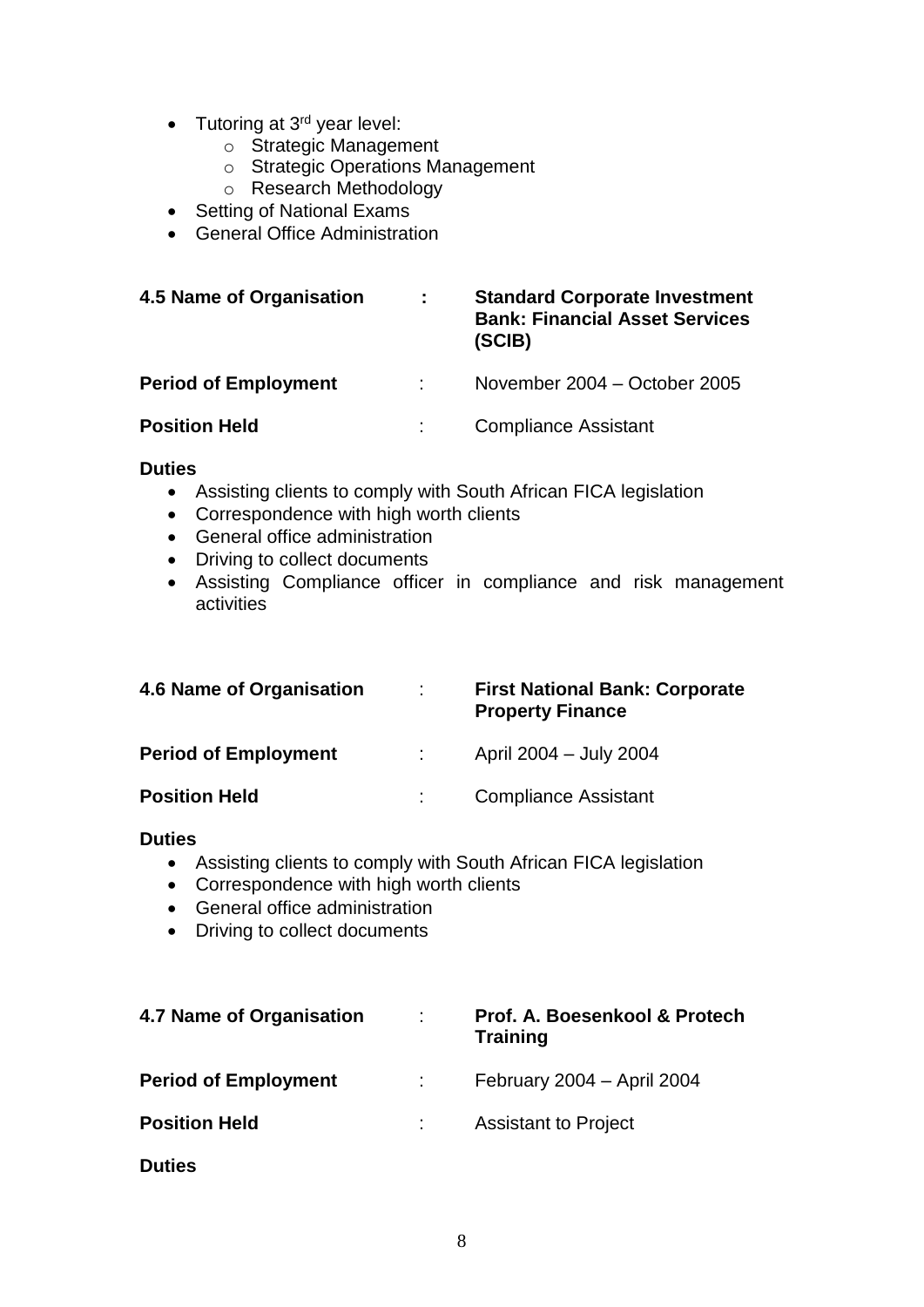- Tutoring at 3rd year level:
  - Strategic Management
  - Strategic Operations Management
  - Research Methodology
- Setting of National Exams
- General Office Administration

| | | |
|---|---|---|
| **4.5 Name of Organisation** | **:** | **Standard Corporate Investment Bank: Financial Asset Services (SCIB)** |
| **Period of Employment** | : | November 2004 – October 2005 |
| **Position Held** | : | Compliance Assistant |

**Duties**

- Assisting clients to comply with South African FICA legislation
- Correspondence with high worth clients
- General office administration
- Driving to collect documents
- Assisting Compliance officer in compliance and risk management activities

| | | |
|---|---|---|
| **4.6 Name of Organisation** | : | **First National Bank: Corporate Property Finance** |
| **Period of Employment** | : | April 2004 – July 2004 |
| **Position Held** | : | Compliance Assistant |

**Duties**

- Assisting clients to comply with South African FICA legislation
- Correspondence with high worth clients
- General office administration
- Driving to collect documents

| | | |
|---|---|---|
| **4.7 Name of Organisation** | : | **Prof. A. Boesenkool & Protech Training** |
| **Period of Employment** | : | February 2004 – April 2004 |
| **Position Held** | : | Assistant to Project |

**Duties**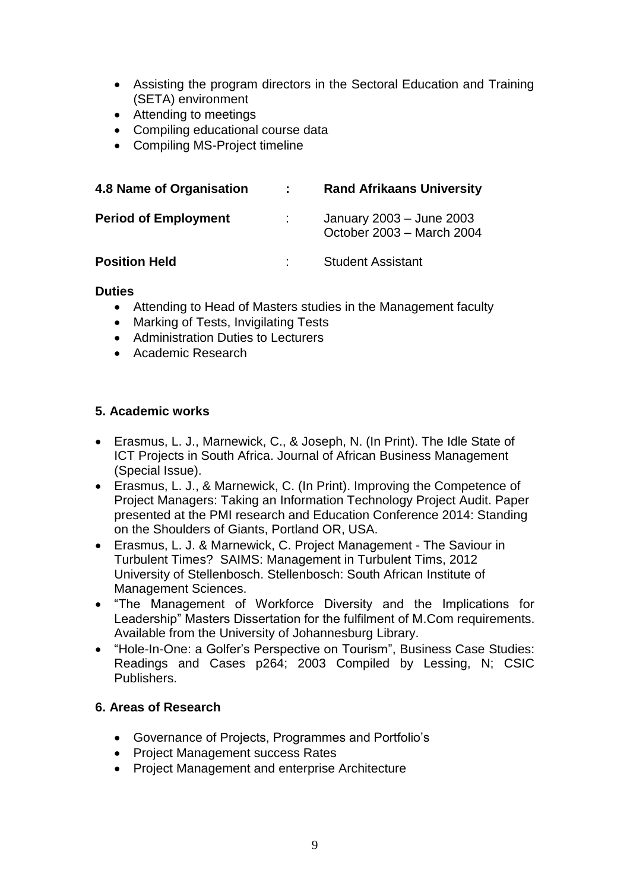- Assisting the program directors in the Sectoral Education and Training (SETA) environment
- Attending to meetings
- Compiling educational course data
- Compiling MS-Project timeline

| **4.8 Name of Organisation** | **:** | **Rand Afrikaans University** |
|---|---|---|
| **Period of Employment** | : | January 2003 – June 2003<br>October 2003 – March 2004 |
| **Position Held** | : | Student Assistant |

**Duties**

- Attending to Head of Masters studies in the Management faculty
- Marking of Tests, Invigilating Tests
- Administration Duties to Lecturers
- Academic Research

## 5. Academic works

- Erasmus, L. J., Marnewick, C., & Joseph, N. (In Print). The Idle State of ICT Projects in South Africa. Journal of African Business Management (Special Issue).
- Erasmus, L. J., & Marnewick, C. (In Print). Improving the Competence of Project Managers: Taking an Information Technology Project Audit. Paper presented at the PMI research and Education Conference 2014: Standing on the Shoulders of Giants, Portland OR, USA.
- Erasmus, L. J. & Marnewick, C. Project Management - The Saviour in Turbulent Times? SAIMS: Management in Turbulent Tims, 2012 University of Stellenbosch. Stellenbosch: South African Institute of Management Sciences.
- "The Management of Workforce Diversity and the Implications for Leadership" Masters Dissertation for the fulfilment of M.Com requirements. Available from the University of Johannesburg Library.
- "Hole-In-One: a Golfer's Perspective on Tourism", Business Case Studies: Readings and Cases p264; 2003 Compiled by Lessing, N; CSIC Publishers.

## 6. Areas of Research

- Governance of Projects, Programmes and Portfolio's
- Project Management success Rates
- Project Management and enterprise Architecture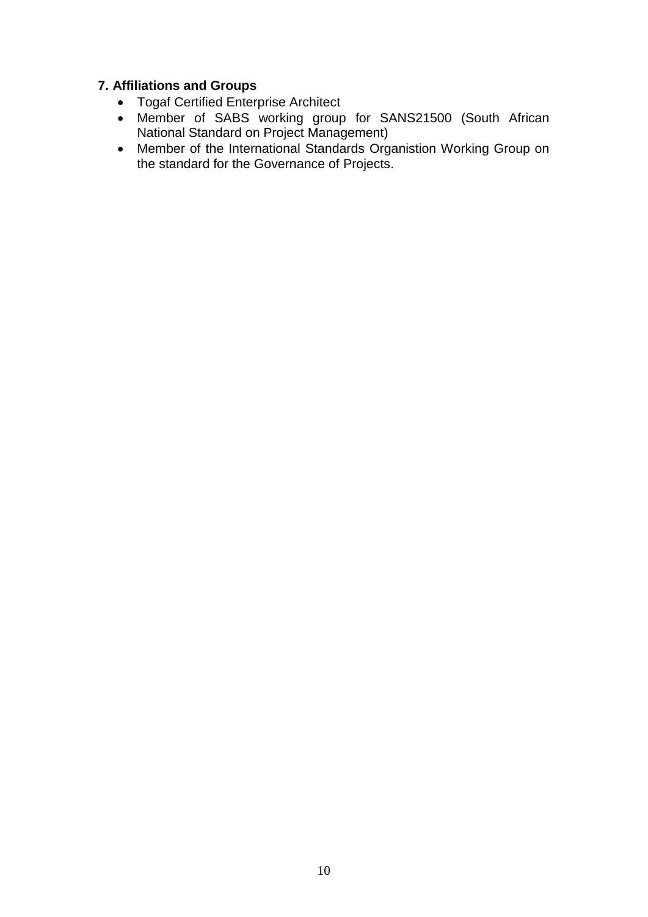## 7. Affiliations and Groups

- Togaf Certified Enterprise Architect
- Member of SABS working group for SANS21500 (South African National Standard on Project Management)
- Member of the International Standards Organistion Working Group on the standard for the Governance of Projects.